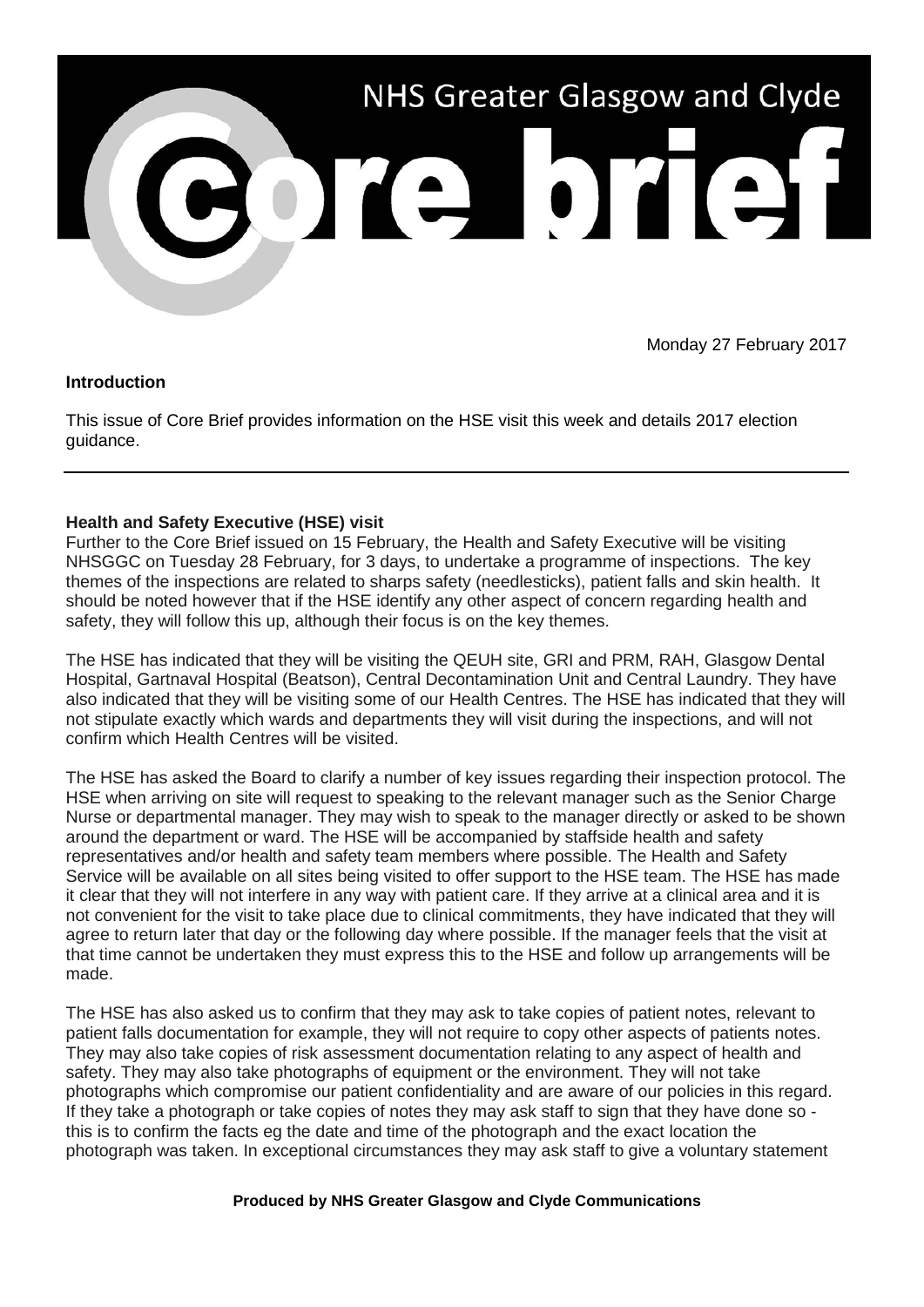# NHS Greater Glasgow and Clyde

# Core brief

Monday 27 February 2017

**Introduction**

This issue of Core Brief provides information on the HSE visit this week and details 2017 election guidance.

---

**Health and Safety Executive (HSE) visit**

Further to the Core Brief issued on 15 February, the Health and Safety Executive will be visiting NHSGGC on Tuesday 28 February, for 3 days, to undertake a programme of inspections. The key themes of the inspections are related to sharps safety (needlesticks), patient falls and skin health. It should be noted however that if the HSE identify any other aspect of concern regarding health and safety, they will follow this up, although their focus is on the key themes.

The HSE has indicated that they will be visiting the QEUH site, GRI and PRM, RAH, Glasgow Dental Hospital, Gartnaval Hospital (Beatson), Central Decontamination Unit and Central Laundry. They have also indicated that they will be visiting some of our Health Centres. The HSE has indicated that they will not stipulate exactly which wards and departments they will visit during the inspections, and will not confirm which Health Centres will be visited.

The HSE has asked the Board to clarify a number of key issues regarding their inspection protocol. The HSE when arriving on site will request to speaking to the relevant manager such as the Senior Charge Nurse or departmental manager. They may wish to speak to the manager directly or asked to be shown around the department or ward. The HSE will be accompanied by staffside health and safety representatives and/or health and safety team members where possible. The Health and Safety Service will be available on all sites being visited to offer support to the HSE team. The HSE has made it clear that they will not interfere in any way with patient care. If they arrive at a clinical area and it is not convenient for the visit to take place due to clinical commitments, they have indicated that they will agree to return later that day or the following day where possible. If the manager feels that the visit at that time cannot be undertaken they must express this to the HSE and follow up arrangements will be made.

The HSE has also asked us to confirm that they may ask to take copies of patient notes, relevant to patient falls documentation for example, they will not require to copy other aspects of patients notes. They may also take copies of risk assessment documentation relating to any aspect of health and safety. They may also take photographs of equipment or the environment. They will not take photographs which compromise our patient confidentiality and are aware of our policies in this regard. If they take a photograph or take copies of notes they may ask staff to sign that they have done so - this is to confirm the facts eg the date and time of the photograph and the exact location the photograph was taken. In exceptional circumstances they may ask staff to give a voluntary statement

**Produced by NHS Greater Glasgow and Clyde Communications**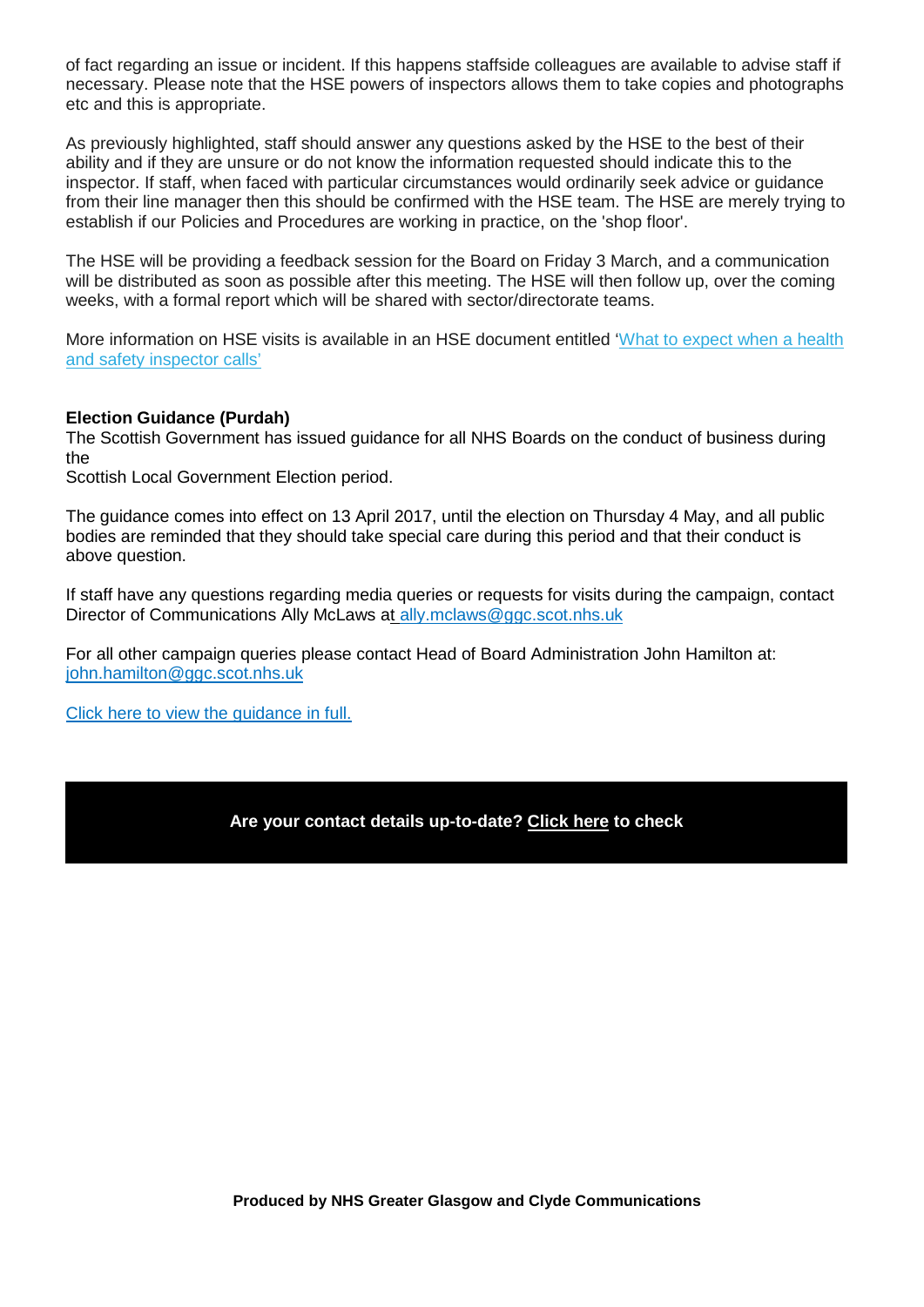of fact regarding an issue or incident. If this happens staffside colleagues are available to advise staff if necessary. Please note that the HSE powers of inspectors allows them to take copies and photographs etc and this is appropriate.

As previously highlighted, staff should answer any questions asked by the HSE to the best of their ability and if they are unsure or do not know the information requested should indicate this to the inspector. If staff, when faced with particular circumstances would ordinarily seek advice or guidance from their line manager then this should be confirmed with the HSE team. The HSE are merely trying to establish if our Policies and Procedures are working in practice, on the 'shop floor'.

The HSE will be providing a feedback session for the Board on Friday 3 March, and a communication will be distributed as soon as possible after this meeting. The HSE will then follow up, over the coming weeks, with a formal report which will be shared with sector/directorate teams.

More information on HSE visits is available in an HSE document entitled 'What to expect when a health and safety inspector calls'

**Election Guidance (Purdah)**

The Scottish Government has issued guidance for all NHS Boards on the conduct of business during the Scottish Local Government Election period.

The guidance comes into effect on 13 April 2017, until the election on Thursday 4 May, and all public bodies are reminded that they should take special care during this period and that their conduct is above question.

If staff have any questions regarding media queries or requests for visits during the campaign, contact Director of Communications Ally McLaws at ally.mclaws@ggc.scot.nhs.uk

For all other campaign queries please contact Head of Board Administration John Hamilton at: john.hamilton@ggc.scot.nhs.uk

Click here to view the guidance in full.

**Are your contact details up-to-date? Click here to check**

**Produced by NHS Greater Glasgow and Clyde Communications**